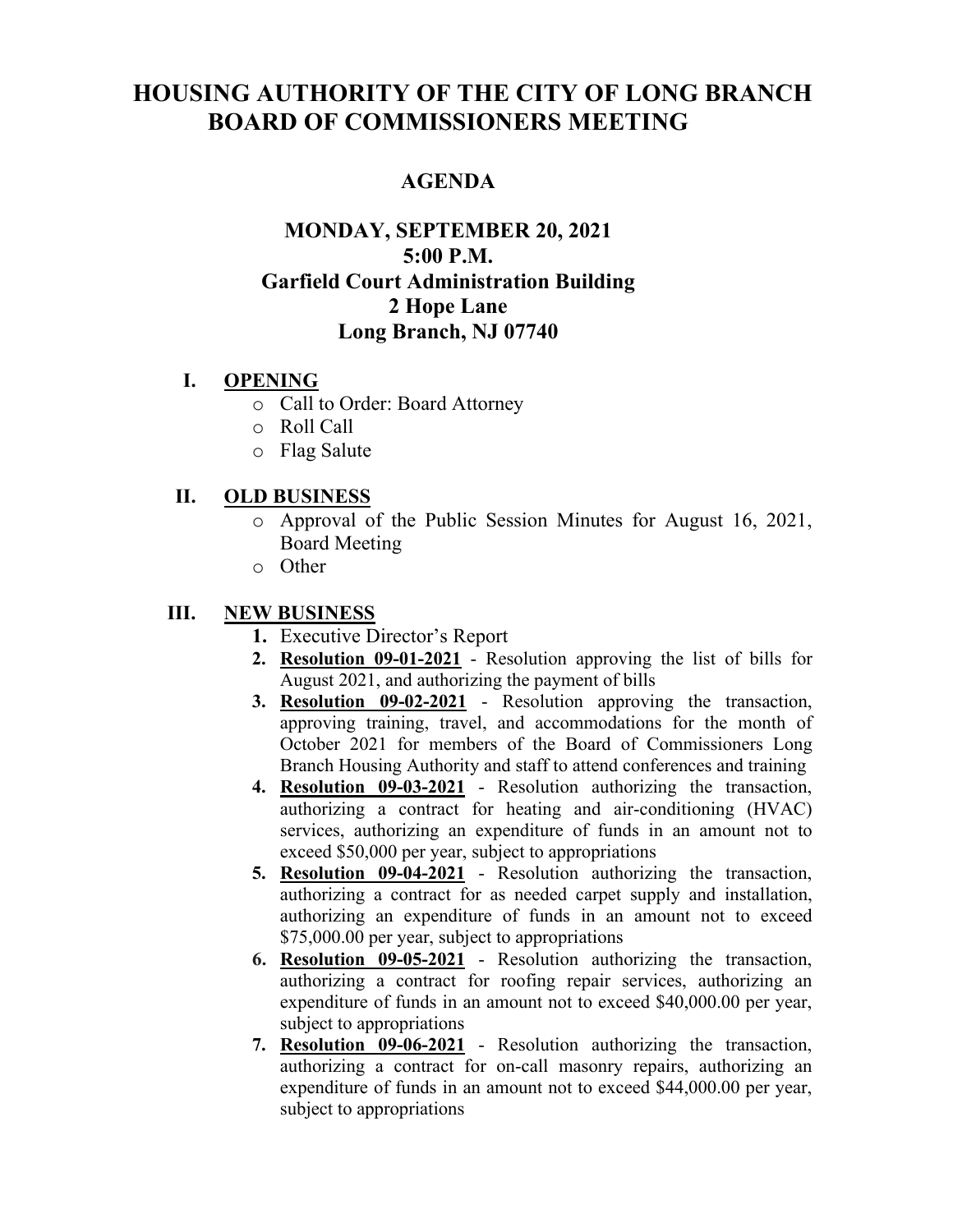# HOUSING AUTHORITY OF THE CITY OF LONG BRANCH BOARD OF COMMISSIONERS MEETING

## AGENDA

### MONDAY, SEPTEMBER 20, 2021
### 5:00 P.M.
### Garfield Court Administration Building
### 2 Hope Lane
### Long Branch, NJ 07740

## I. OPENING

- Call to Order: Board Attorney
- Roll Call
- Flag Salute

## II. OLD BUSINESS

- Approval of the Public Session Minutes for August 16, 2021, Board Meeting
- Other

## III. NEW BUSINESS

1. Executive Director's Report
2. **Resolution 09-01-2021** - Resolution approving the list of bills for August 2021, and authorizing the payment of bills
3. **Resolution 09-02-2021** - Resolution approving the transaction, approving training, travel, and accommodations for the month of October 2021 for members of the Board of Commissioners Long Branch Housing Authority and staff to attend conferences and training
4. **Resolution 09-03-2021** - Resolution authorizing the transaction, authorizing a contract for heating and air-conditioning (HVAC) services, authorizing an expenditure of funds in an amount not to exceed $50,000 per year, subject to appropriations
5. **Resolution 09-04-2021** - Resolution authorizing the transaction, authorizing a contract for as needed carpet supply and installation, authorizing an expenditure of funds in an amount not to exceed $75,000.00 per year, subject to appropriations
6. **Resolution 09-05-2021** - Resolution authorizing the transaction, authorizing a contract for roofing repair services, authorizing an expenditure of funds in an amount not to exceed $40,000.00 per year, subject to appropriations
7. **Resolution 09-06-2021** - Resolution authorizing the transaction, authorizing a contract for on-call masonry repairs, authorizing an expenditure of funds in an amount not to exceed $44,000.00 per year, subject to appropriations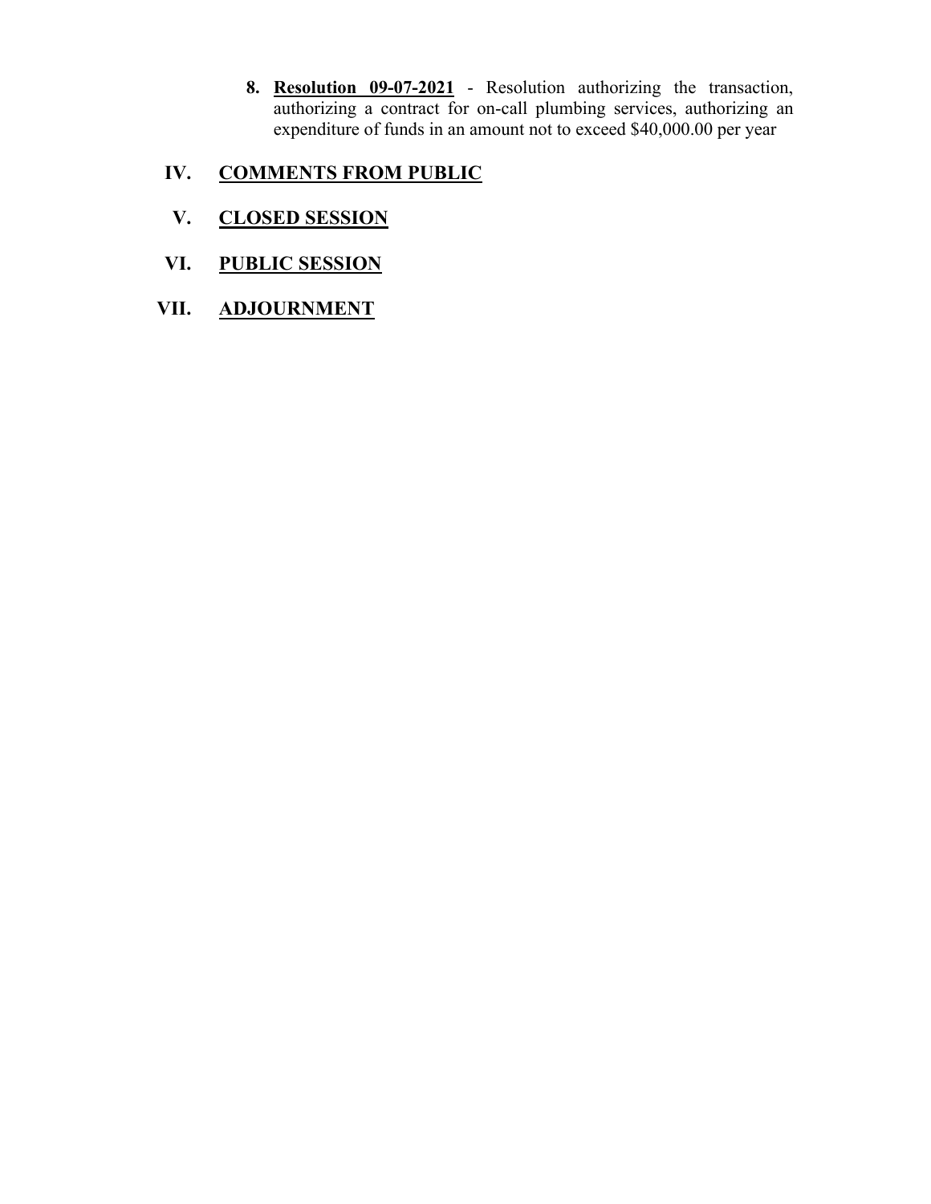8. **Resolution 09-07-2021** - Resolution authorizing the transaction, authorizing a contract for on-call plumbing services, authorizing an expenditure of funds in an amount not to exceed $40,000.00 per year

## IV. COMMENTS FROM PUBLIC

## V. CLOSED SESSION

## VI. PUBLIC SESSION

## VII. ADJOURNMENT